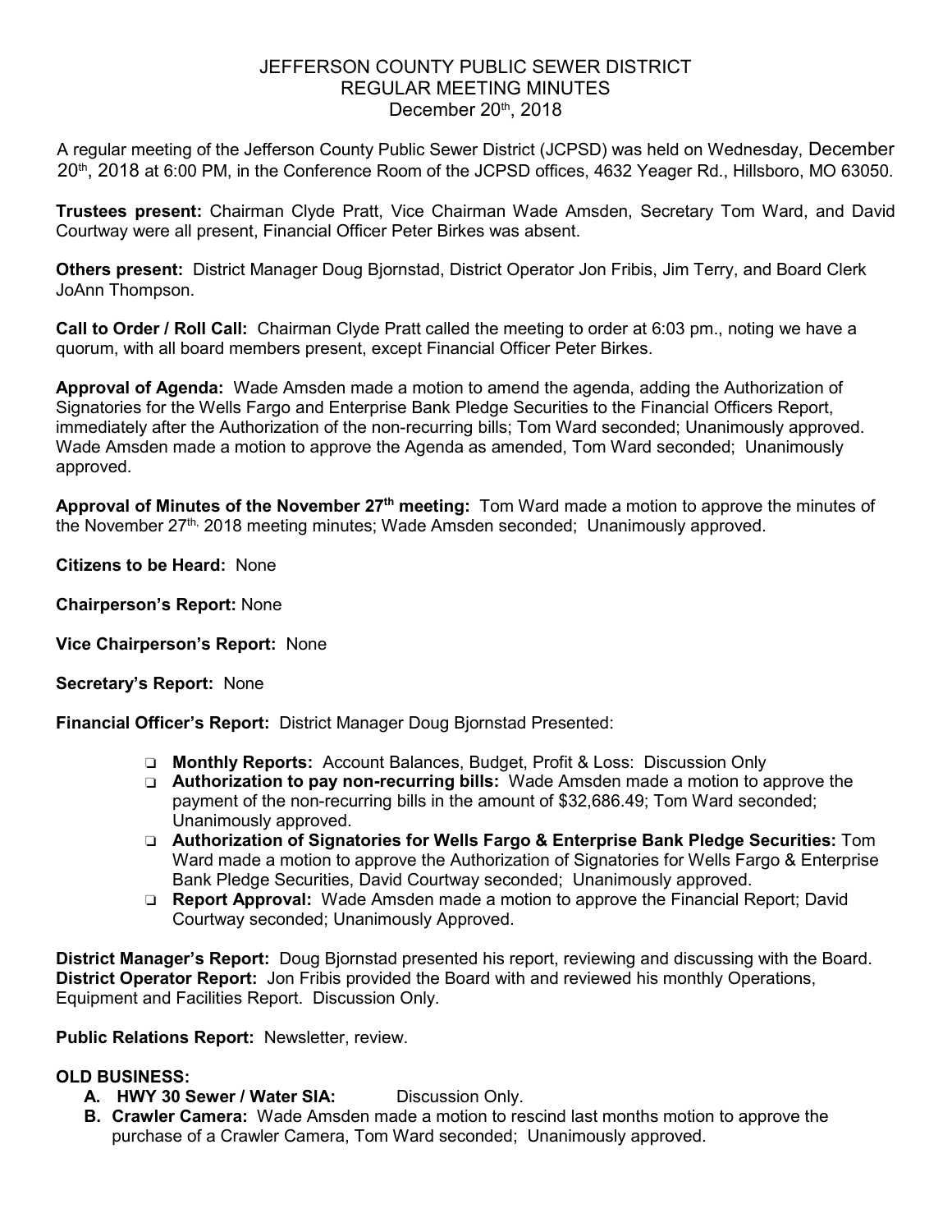# JEFFERSON COUNTY PUBLIC SEWER DISTRICT
## REGULAR MEETING MINUTES
### December 20th, 2018

A regular meeting of the Jefferson County Public Sewer District (JCPSD) was held on Wednesday, December 20th, 2018 at 6:00 PM, in the Conference Room of the JCPSD offices, 4632 Yeager Rd., Hillsboro, MO 63050.

**Trustees present:** Chairman Clyde Pratt, Vice Chairman Wade Amsden, Secretary Tom Ward, and David Courtway were all present, Financial Officer Peter Birkes was absent.

**Others present:** District Manager Doug Bjornstad, District Operator Jon Fribis, Jim Terry, and Board Clerk JoAnn Thompson.

**Call to Order / Roll Call:** Chairman Clyde Pratt called the meeting to order at 6:03 pm., noting we have a quorum, with all board members present, except Financial Officer Peter Birkes.

**Approval of Agenda:** Wade Amsden made a motion to amend the agenda, adding the Authorization of Signatories for the Wells Fargo and Enterprise Bank Pledge Securities to the Financial Officers Report, immediately after the Authorization of the non-recurring bills; Tom Ward seconded; Unanimously approved. Wade Amsden made a motion to approve the Agenda as amended, Tom Ward seconded; Unanimously approved.

**Approval of Minutes of the November 27th meeting:** Tom Ward made a motion to approve the minutes of the November 27th, 2018 meeting minutes; Wade Amsden seconded; Unanimously approved.

**Citizens to be Heard:** None

**Chairperson's Report:** None

**Vice Chairperson's Report:** None

**Secretary's Report:** None

**Financial Officer's Report:** District Manager Doug Bjornstad Presented:

- **Monthly Reports:** Account Balances, Budget, Profit & Loss: Discussion Only
- **Authorization to pay non-recurring bills:** Wade Amsden made a motion to approve the payment of the non-recurring bills in the amount of $32,686.49; Tom Ward seconded; Unanimously approved.
- **Authorization of Signatories for Wells Fargo & Enterprise Bank Pledge Securities:** Tom Ward made a motion to approve the Authorization of Signatories for Wells Fargo & Enterprise Bank Pledge Securities, David Courtway seconded; Unanimously approved.
- **Report Approval:** Wade Amsden made a motion to approve the Financial Report; David Courtway seconded; Unanimously Approved.

**District Manager's Report:** Doug Bjornstad presented his report, reviewing and discussing with the Board.
**District Operator Report:** Jon Fribis provided the Board with and reviewed his monthly Operations, Equipment and Facilities Report. Discussion Only.

**Public Relations Report:** Newsletter, review.

**OLD BUSINESS:**

A. **HWY 30 Sewer / Water SIA:** Discussion Only.
B. **Crawler Camera:** Wade Amsden made a motion to rescind last months motion to approve the purchase of a Crawler Camera, Tom Ward seconded; Unanimously approved.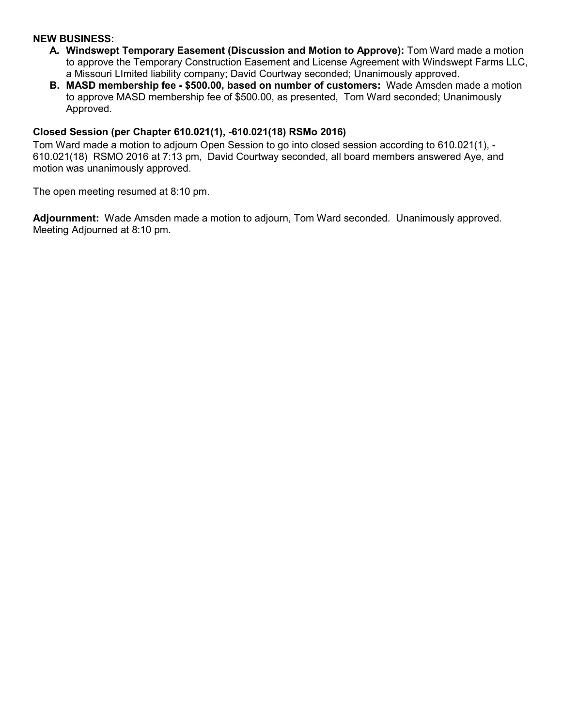**NEW BUSINESS:**

A. **Windswept Temporary Easement (Discussion and Motion to Approve):** Tom Ward made a motion to approve the Temporary Construction Easement and License Agreement with Windswept Farms LLC, a Missouri LImited liability company; David Courtway seconded; Unanimously approved.
B. **MASD membership fee - $500.00, based on number of customers:** Wade Amsden made a motion to approve MASD membership fee of $500.00, as presented, Tom Ward seconded; Unanimously Approved.

**Closed Session (per Chapter 610.021(1), -610.021(18) RSMo 2016)**

Tom Ward made a motion to adjourn Open Session to go into closed session according to 610.021(1), -610.021(18) RSMO 2016 at 7:13 pm, David Courtway seconded, all board members answered Aye, and motion was unanimously approved.

The open meeting resumed at 8:10 pm.

**Adjournment:** Wade Amsden made a motion to adjourn, Tom Ward seconded. Unanimously approved. Meeting Adjourned at 8:10 pm.